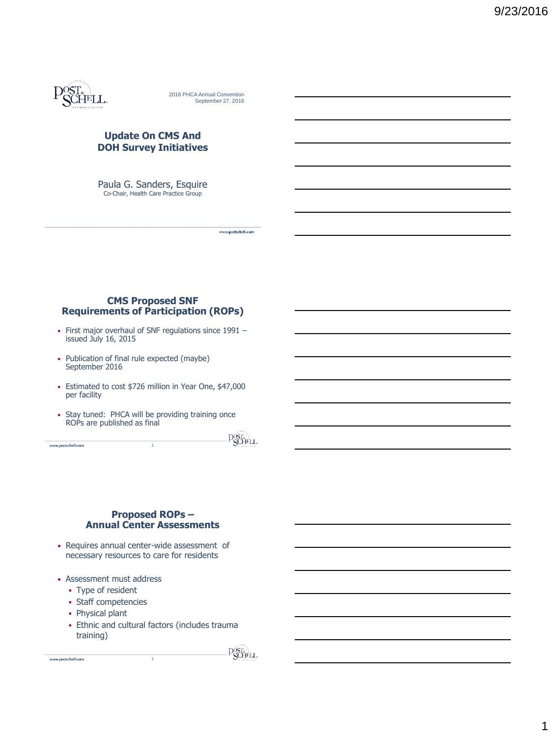2016 PHCA Annual Convention
September 27, 2016

# Update On CMS And DOH Survey Initiatives

Paula G. Sanders, Esquire
Co-Chair, Health Care Practice Group

## CMS Proposed SNF Requirements of Participation (ROPs)

- First major overhaul of SNF regulations since 1991 – issued July 16, 2015
- Publication of final rule expected (maybe) September 2016
- Estimated to cost $726 million in Year One, $47,000 per facility
- Stay tuned: PHCA will be providing training once ROPs are published as final

## Proposed ROPs – Annual Center Assessments

- Requires annual center-wide assessment of necessary resources to care for residents
- Assessment must address
  - Type of resident
  - Staff competencies
  - Physical plant
  - Ethnic and cultural factors (includes trauma training)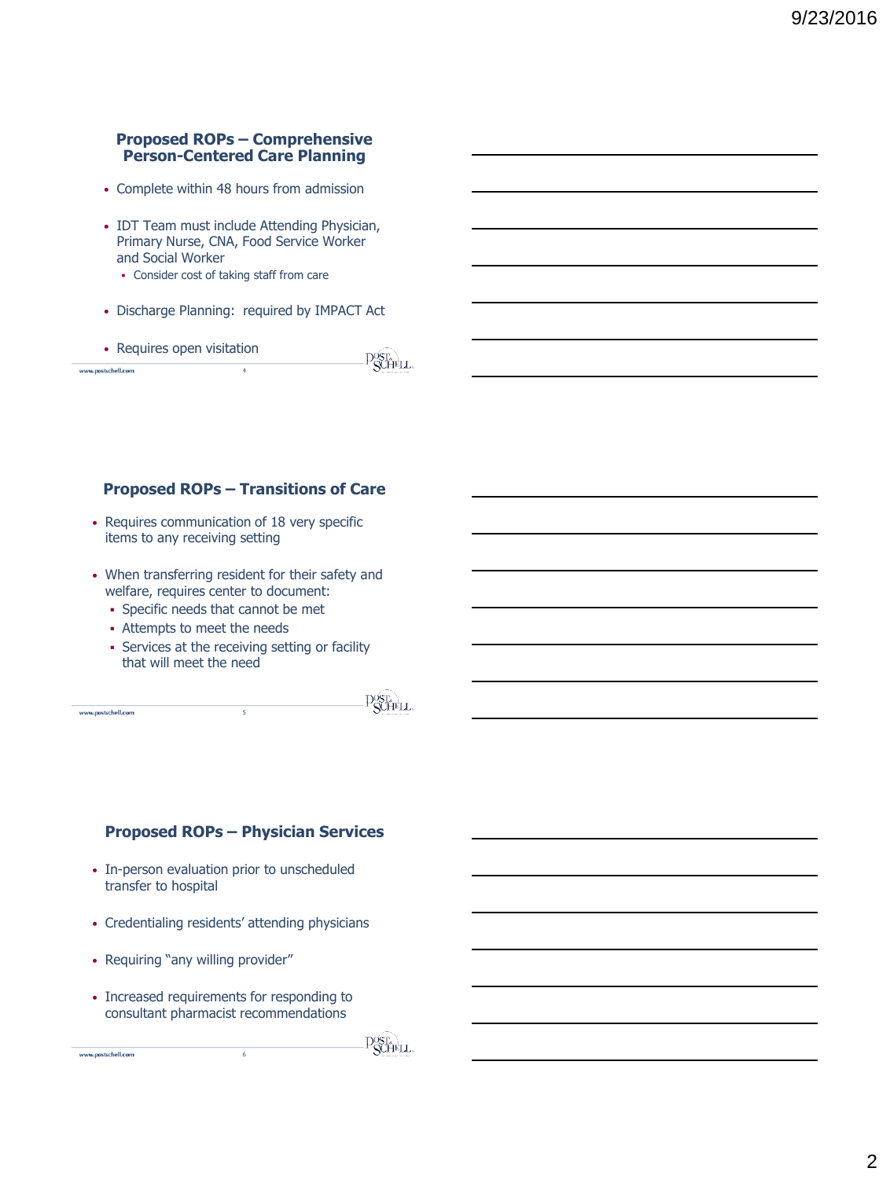## Proposed ROPs – Comprehensive Person-Centered Care Planning

- Complete within 48 hours from admission
- IDT Team must include Attending Physician, Primary Nurse, CNA, Food Service Worker and Social Worker
  - Consider cost of taking staff from care
- Discharge Planning: required by IMPACT Act
- Requires open visitation

## Proposed ROPs – Transitions of Care

- Requires communication of 18 very specific items to any receiving setting
- When transferring resident for their safety and welfare, requires center to document:
  - Specific needs that cannot be met
  - Attempts to meet the needs
  - Services at the receiving setting or facility that will meet the need

## Proposed ROPs – Physician Services

- In-person evaluation prior to unscheduled transfer to hospital
- Credentialing residents' attending physicians
- Requiring "any willing provider"
- Increased requirements for responding to consultant pharmacist recommendations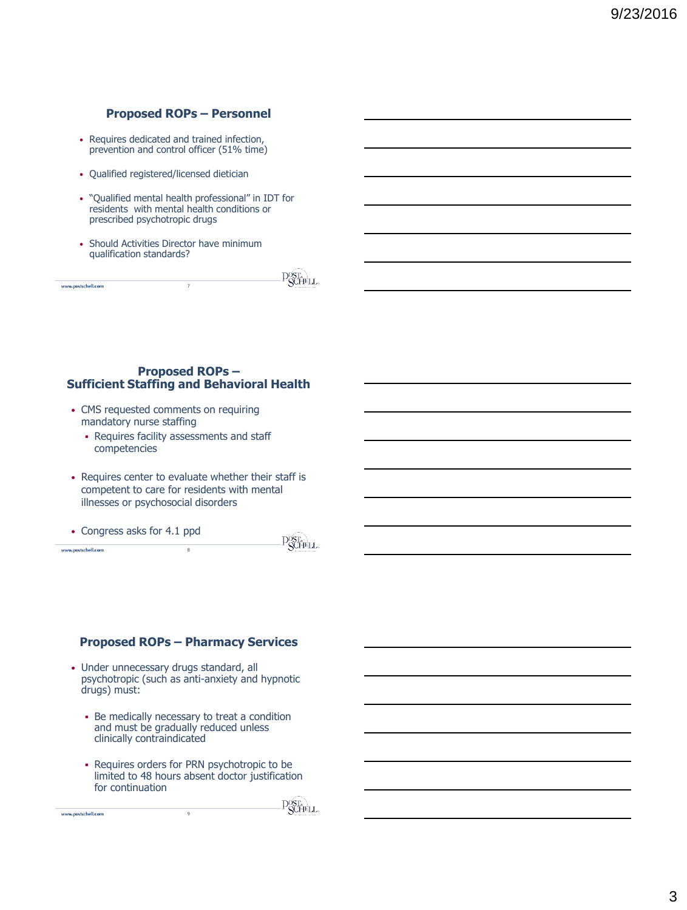## Proposed ROPs – Personnel

- Requires dedicated and trained infection, prevention and control officer (51% time)
- Qualified registered/licensed dietician
- "Qualified mental health professional" in IDT for residents with mental health conditions or prescribed psychotropic drugs
- Should Activities Director have minimum qualification standards?

## Proposed ROPs – Sufficient Staffing and Behavioral Health

- CMS requested comments on requiring mandatory nurse staffing
  - Requires facility assessments and staff competencies
- Requires center to evaluate whether their staff is competent to care for residents with mental illnesses or psychosocial disorders
- Congress asks for 4.1 ppd

## Proposed ROPs – Pharmacy Services

- Under unnecessary drugs standard, all psychotropic (such as anti-anxiety and hypnotic drugs) must:
  - Be medically necessary to treat a condition and must be gradually reduced unless clinically contraindicated
  - Requires orders for PRN psychotropic to be limited to 48 hours absent doctor justification for continuation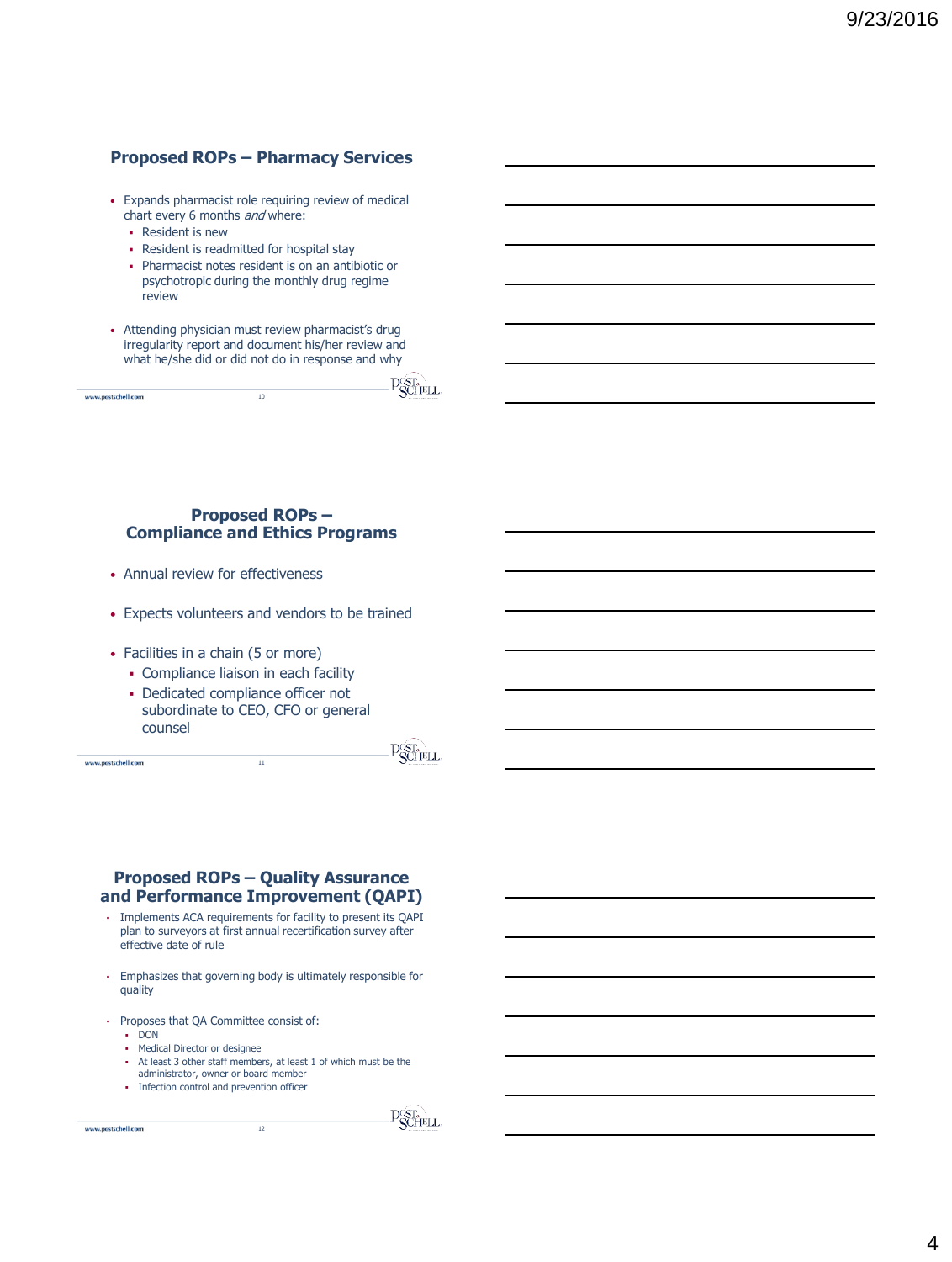## Proposed ROPs – Pharmacy Services

- Expands pharmacist role requiring review of medical chart every 6 months *and* where:
  - Resident is new
  - Resident is readmitted for hospital stay
  - Pharmacist notes resident is on an antibiotic or psychotropic during the monthly drug regime review
- Attending physician must review pharmacist's drug irregularity report and document his/her review and what he/she did or did not do in response and why

## Proposed ROPs – Compliance and Ethics Programs

- Annual review for effectiveness
- Expects volunteers and vendors to be trained
- Facilities in a chain (5 or more)
  - Compliance liaison in each facility
  - Dedicated compliance officer not subordinate to CEO, CFO or general counsel

## Proposed ROPs – Quality Assurance and Performance Improvement (QAPI)

- Implements ACA requirements for facility to present its QAPI plan to surveyors at first annual recertification survey after effective date of rule
- Emphasizes that governing body is ultimately responsible for quality
- Proposes that QA Committee consist of:
  - DON
  - Medical Director or designee
  - At least 3 other staff members, at least 1 of which must be the administrator, owner or board member
  - Infection control and prevention officer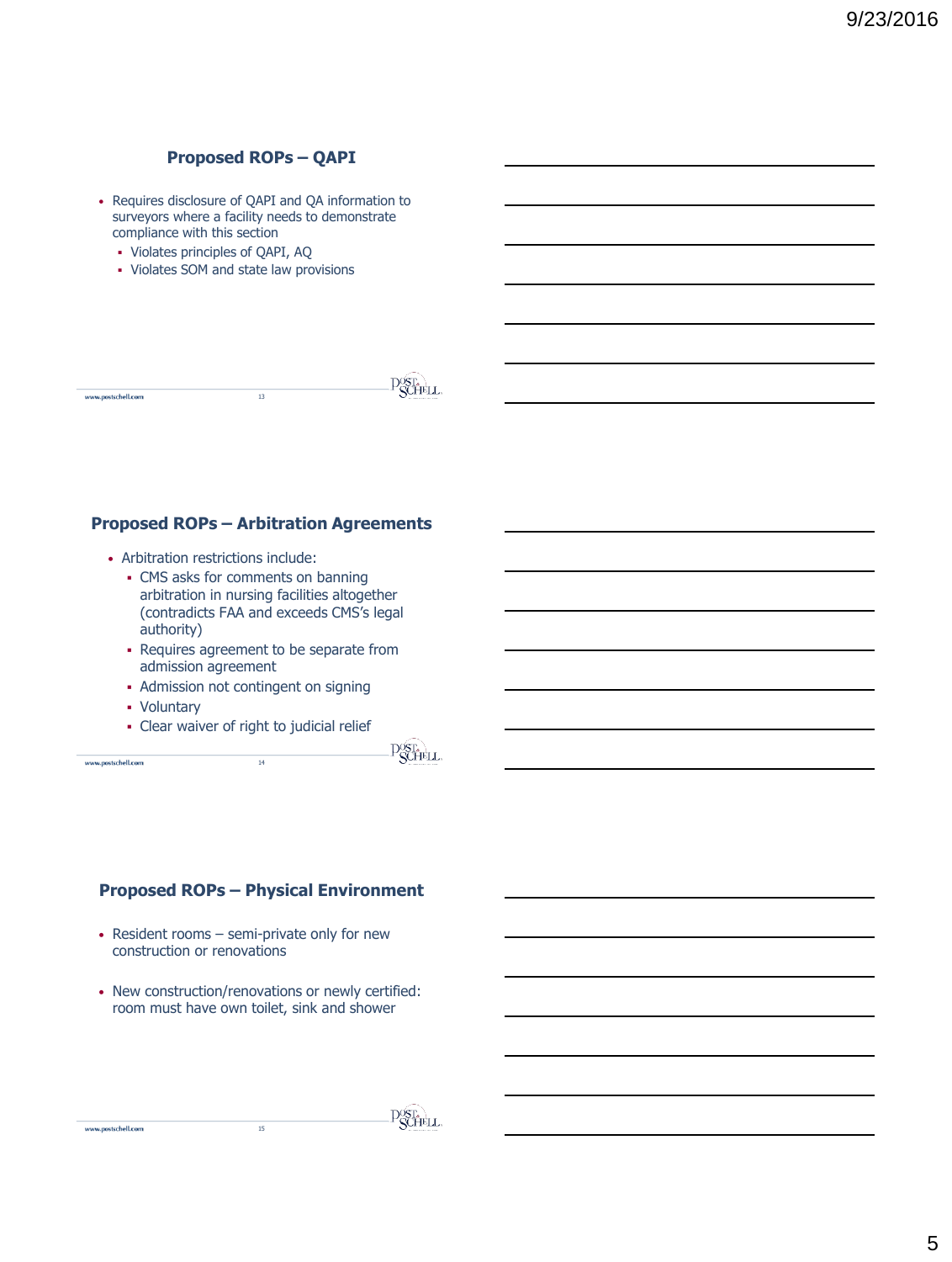## Proposed ROPs – QAPI

- Requires disclosure of QAPI and QA information to surveyors where a facility needs to demonstrate compliance with this section
  - Violates principles of QAPI, AQ
  - Violates SOM and state law provisions

## Proposed ROPs – Arbitration Agreements

- Arbitration restrictions include:
  - CMS asks for comments on banning arbitration in nursing facilities altogether (contradicts FAA and exceeds CMS's legal authority)
  - Requires agreement to be separate from admission agreement
  - Admission not contingent on signing
  - Voluntary
  - Clear waiver of right to judicial relief

## Proposed ROPs – Physical Environment

- Resident rooms – semi-private only for new construction or renovations
- New construction/renovations or newly certified: room must have own toilet, sink and shower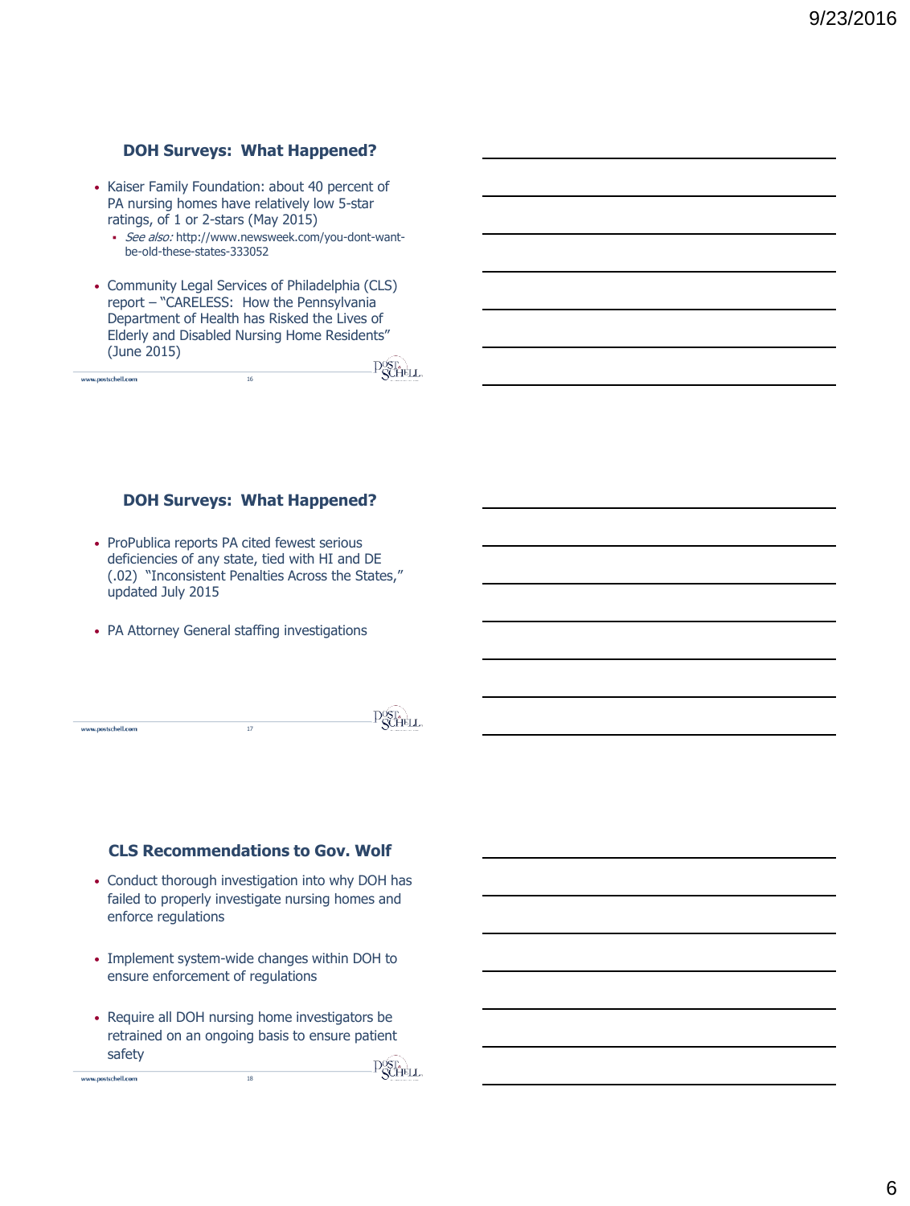## DOH Surveys: What Happened?

- Kaiser Family Foundation: about 40 percent of PA nursing homes have relatively low 5-star ratings, of 1 or 2-stars (May 2015)
  - *See also:* http://www.newsweek.com/you-dont-want-be-old-these-states-333052
- Community Legal Services of Philadelphia (CLS) report – "CARELESS: How the Pennsylvania Department of Health has Risked the Lives of Elderly and Disabled Nursing Home Residents" (June 2015)

## DOH Surveys: What Happened?

- ProPublica reports PA cited fewest serious deficiencies of any state, tied with HI and DE (.02) "Inconsistent Penalties Across the States," updated July 2015
- PA Attorney General staffing investigations

## CLS Recommendations to Gov. Wolf

- Conduct thorough investigation into why DOH has failed to properly investigate nursing homes and enforce regulations
- Implement system-wide changes within DOH to ensure enforcement of regulations
- Require all DOH nursing home investigators be retrained on an ongoing basis to ensure patient safety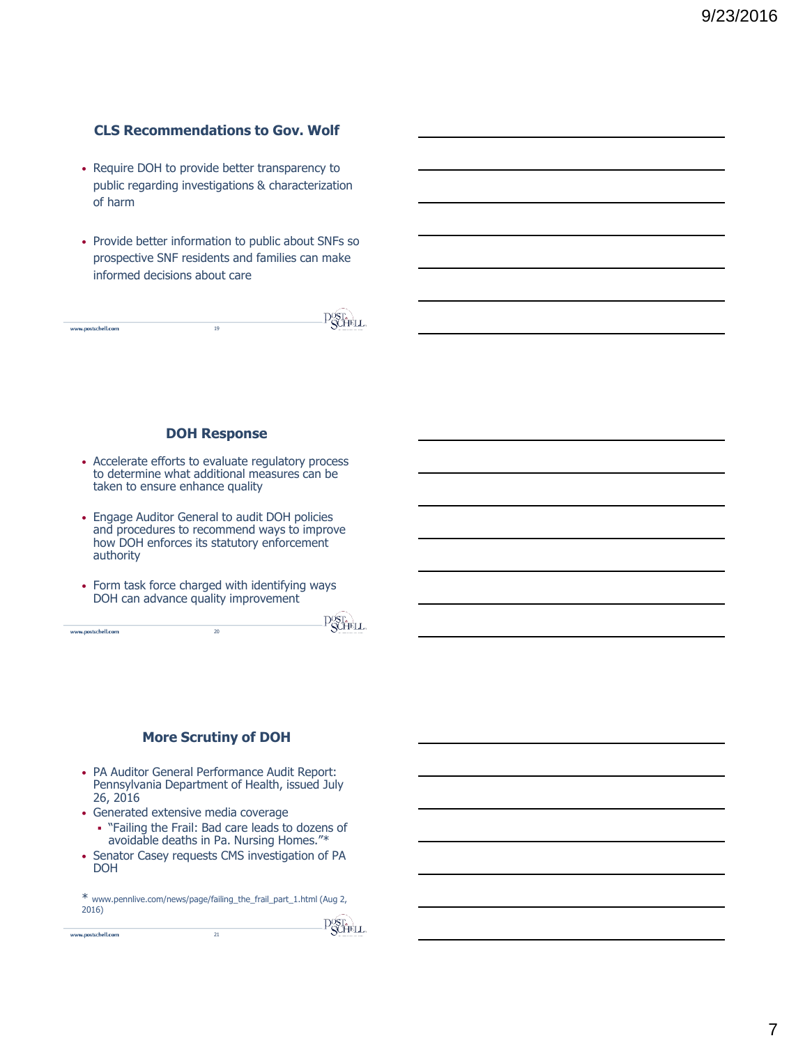## CLS Recommendations to Gov. Wolf

- Require DOH to provide better transparency to public regarding investigations & characterization of harm
- Provide better information to public about SNFs so prospective SNF residents and families can make informed decisions about care

## DOH Response

- Accelerate efforts to evaluate regulatory process to determine what additional measures can be taken to ensure enhance quality
- Engage Auditor General to audit DOH policies and procedures to recommend ways to improve how DOH enforces its statutory enforcement authority
- Form task force charged with identifying ways DOH can advance quality improvement

## More Scrutiny of DOH

- PA Auditor General Performance Audit Report: Pennsylvania Department of Health, issued July 26, 2016
- Generated extensive media coverage
  - "Failing the Frail: Bad care leads to dozens of avoidable deaths in Pa. Nursing Homes."*
- Senator Casey requests CMS investigation of PA DOH

* www.pennlive.com/news/page/failing_the_frail_part_1.html (Aug 2, 2016)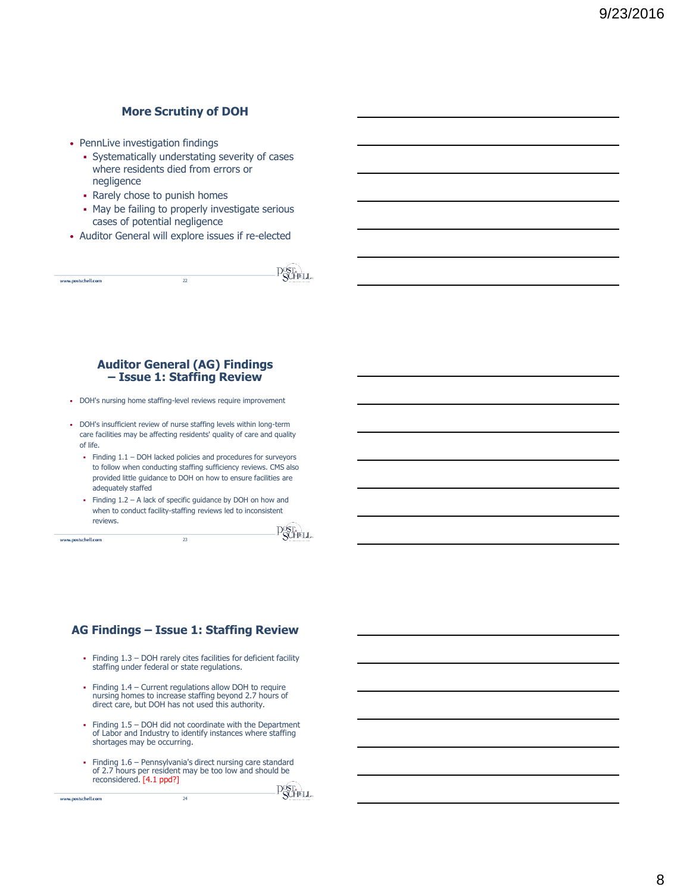## More Scrutiny of DOH

- PennLive investigation findings
  - Systematically understating severity of cases where residents died from errors or negligence
  - Rarely chose to punish homes
  - May be failing to properly investigate serious cases of potential negligence
- Auditor General will explore issues if re-elected

## Auditor General (AG) Findings – Issue 1: Staffing Review

- DOH's nursing home staffing-level reviews require improvement
- DOH's insufficient review of nurse staffing levels within long-term care facilities may be affecting residents' quality of care and quality of life.
  - Finding 1.1 – DOH lacked policies and procedures for surveyors to follow when conducting staffing sufficiency reviews. CMS also provided little guidance to DOH on how to ensure facilities are adequately staffed
  - Finding 1.2 – A lack of specific guidance by DOH on how and when to conduct facility-staffing reviews led to inconsistent reviews.

## AG Findings – Issue 1: Staffing Review

- Finding 1.3 – DOH rarely cites facilities for deficient facility staffing under federal or state regulations.
- Finding 1.4 – Current regulations allow DOH to require nursing homes to increase staffing beyond 2.7 hours of direct care, but DOH has not used this authority.
- Finding 1.5 – DOH did not coordinate with the Department of Labor and Industry to identify instances where staffing shortages may be occurring.
- Finding 1.6 – Pennsylvania's direct nursing care standard of 2.7 hours per resident may be too low and should be reconsidered. [4.1 ppd?]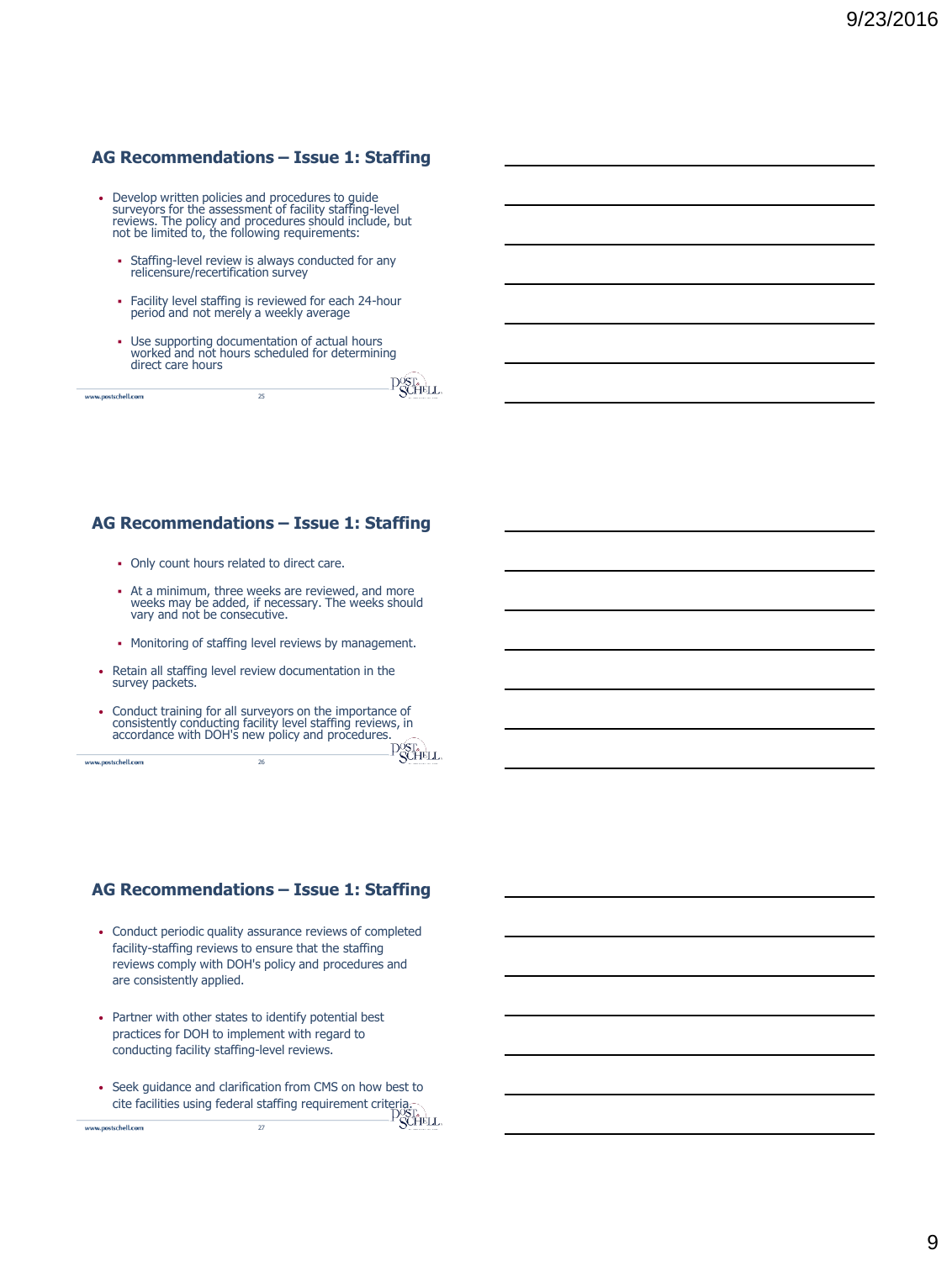## AG Recommendations – Issue 1: Staffing

- Develop written policies and procedures to guide surveyors for the assessment of facility staffing-level reviews. The policy and procedures should include, but not be limited to, the following requirements:
  - Staffing-level review is always conducted for any relicensure/recertification survey
  - Facility level staffing is reviewed for each 24-hour period and not merely a weekly average
  - Use supporting documentation of actual hours worked and not hours scheduled for determining direct care hours

## AG Recommendations – Issue 1: Staffing

  - Only count hours related to direct care.
  - At a minimum, three weeks are reviewed, and more weeks may be added, if necessary. The weeks should vary and not be consecutive.
  - Monitoring of staffing level reviews by management.
- Retain all staffing level review documentation in the survey packets.
- Conduct training for all surveyors on the importance of consistently conducting facility level staffing reviews, in accordance with DOH's new policy and procedures.

## AG Recommendations – Issue 1: Staffing

- Conduct periodic quality assurance reviews of completed facility-staffing reviews to ensure that the staffing reviews comply with DOH's policy and procedures and are consistently applied.
- Partner with other states to identify potential best practices for DOH to implement with regard to conducting facility staffing-level reviews.
- Seek guidance and clarification from CMS on how best to cite facilities using federal staffing requirement criteria.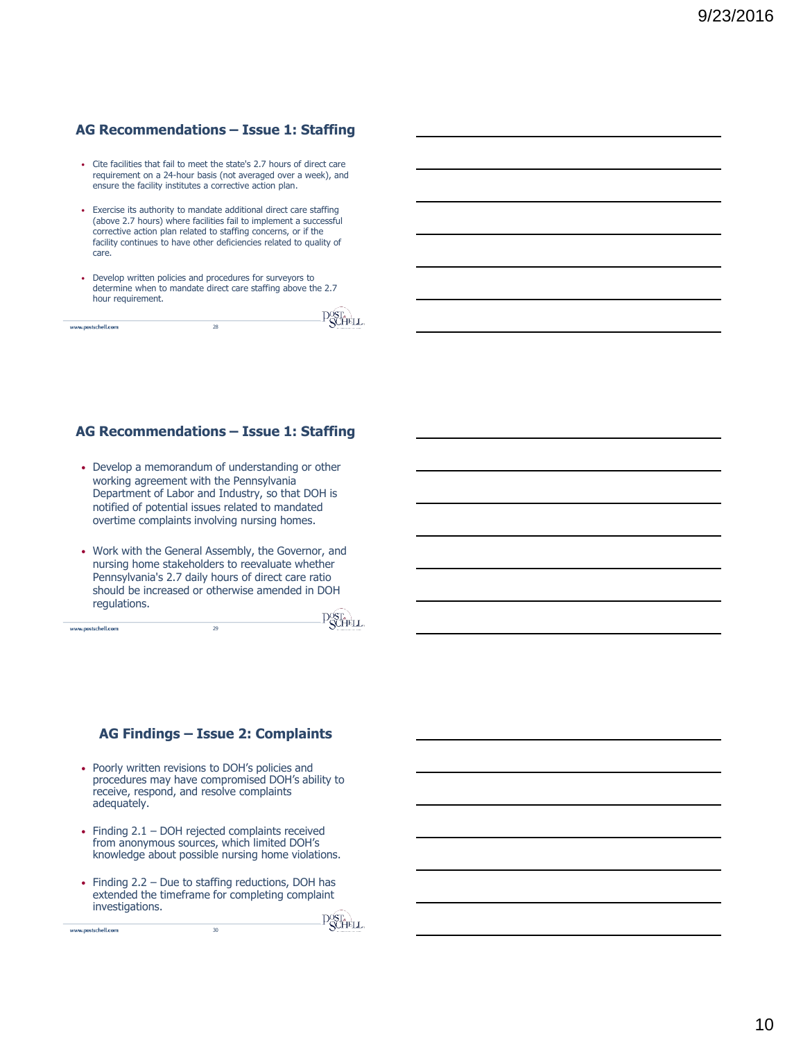## AG Recommendations – Issue 1: Staffing

- Cite facilities that fail to meet the state's 2.7 hours of direct care requirement on a 24-hour basis (not averaged over a week), and ensure the facility institutes a corrective action plan.
- Exercise its authority to mandate additional direct care staffing (above 2.7 hours) where facilities fail to implement a successful corrective action plan related to staffing concerns, or if the facility continues to have other deficiencies related to quality of care.
- Develop written policies and procedures for surveyors to determine when to mandate direct care staffing above the 2.7 hour requirement.

## AG Recommendations – Issue 1: Staffing

- Develop a memorandum of understanding or other working agreement with the Pennsylvania Department of Labor and Industry, so that DOH is notified of potential issues related to mandated overtime complaints involving nursing homes.
- Work with the General Assembly, the Governor, and nursing home stakeholders to reevaluate whether Pennsylvania's 2.7 daily hours of direct care ratio should be increased or otherwise amended in DOH regulations.

## AG Findings – Issue 2: Complaints

- Poorly written revisions to DOH's policies and procedures may have compromised DOH's ability to receive, respond, and resolve complaints adequately.
- Finding 2.1 – DOH rejected complaints received from anonymous sources, which limited DOH's knowledge about possible nursing home violations.
- Finding 2.2 – Due to staffing reductions, DOH has extended the timeframe for completing complaint investigations.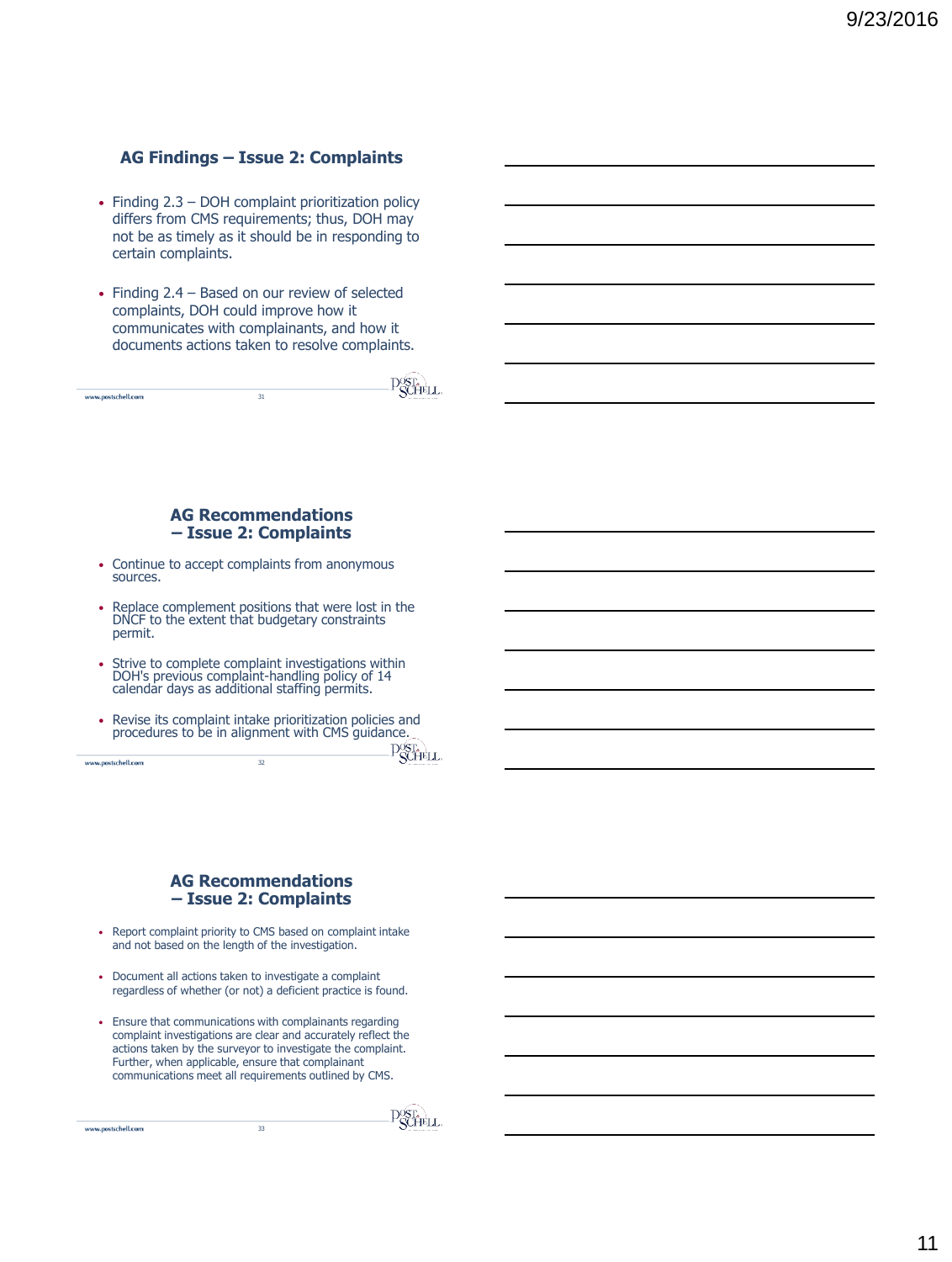## AG Findings – Issue 2: Complaints

- Finding 2.3 – DOH complaint prioritization policy differs from CMS requirements; thus, DOH may not be as timely as it should be in responding to certain complaints.
- Finding 2.4 – Based on our review of selected complaints, DOH could improve how it communicates with complainants, and how it documents actions taken to resolve complaints.

## AG Recommendations – Issue 2: Complaints

- Continue to accept complaints from anonymous sources.
- Replace complement positions that were lost in the DNCF to the extent that budgetary constraints permit.
- Strive to complete complaint investigations within DOH's previous complaint-handling policy of 14 calendar days as additional staffing permits.
- Revise its complaint intake prioritization policies and procedures to be in alignment with CMS guidance.

## AG Recommendations – Issue 2: Complaints

- Report complaint priority to CMS based on complaint intake and not based on the length of the investigation.
- Document all actions taken to investigate a complaint regardless of whether (or not) a deficient practice is found.
- Ensure that communications with complainants regarding complaint investigations are clear and accurately reflect the actions taken by the surveyor to investigate the complaint. Further, when applicable, ensure that complainant communications meet all requirements outlined by CMS.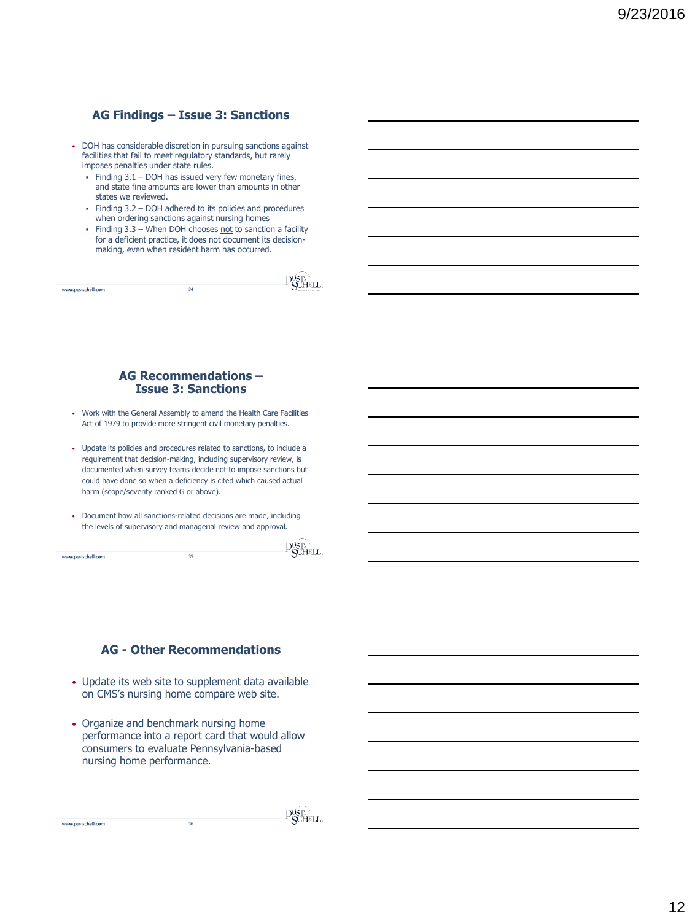## AG Findings – Issue 3: Sanctions

- DOH has considerable discretion in pursuing sanctions against facilities that fail to meet regulatory standards, but rarely imposes penalties under state rules.
  - Finding 3.1 – DOH has issued very few monetary fines, and state fine amounts are lower than amounts in other states we reviewed.
  - Finding 3.2 – DOH adhered to its policies and procedures when ordering sanctions against nursing homes
  - Finding 3.3 – When DOH chooses not to sanction a facility for a deficient practice, it does not document its decision-making, even when resident harm has occurred.

## AG Recommendations – Issue 3: Sanctions

- Work with the General Assembly to amend the Health Care Facilities Act of 1979 to provide more stringent civil monetary penalties.
- Update its policies and procedures related to sanctions, to include a requirement that decision-making, including supervisory review, is documented when survey teams decide not to impose sanctions but could have done so when a deficiency is cited which caused actual harm (scope/severity ranked G or above).
- Document how all sanctions-related decisions are made, including the levels of supervisory and managerial review and approval.

## AG - Other Recommendations

- Update its web site to supplement data available on CMS's nursing home compare web site.
- Organize and benchmark nursing home performance into a report card that would allow consumers to evaluate Pennsylvania-based nursing home performance.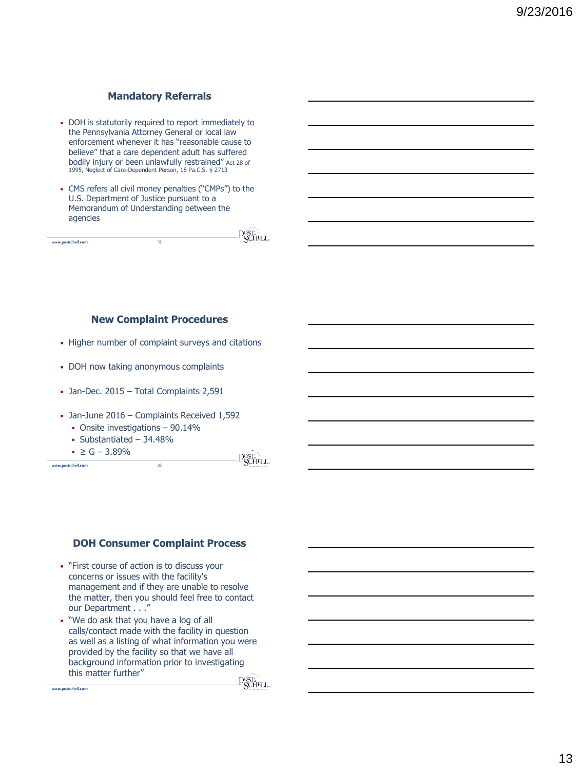## Mandatory Referrals

- DOH is statutorily required to report immediately to the Pennsylvania Attorney General or local law enforcement whenever it has "reasonable cause to believe" that a care dependent adult has suffered bodily injury or been unlawfully restrained" Act 28 of 1995, Neglect of Care-Dependent Person, 18 Pa.C.S. § 2713
- CMS refers all civil money penalties ("CMPs") to the U.S. Department of Justice pursuant to a Memorandum of Understanding between the agencies

## New Complaint Procedures

- Higher number of complaint surveys and citations
- DOH now taking anonymous complaints
- Jan-Dec. 2015 – Total Complaints 2,591
- Jan-June 2016 – Complaints Received 1,592
  - Onsite investigations – 90.14%
  - Substantiated – 34.48%
  - ≥ G – 3.89%

## DOH Consumer Complaint Process

- "First course of action is to discuss your concerns or issues with the facility's management and if they are unable to resolve the matter, then you should feel free to contact our Department . . ."
- "We do ask that you have a log of all calls/contact made with the facility in question as well as a listing of what information you were provided by the facility so that we have all background information prior to investigating this matter further"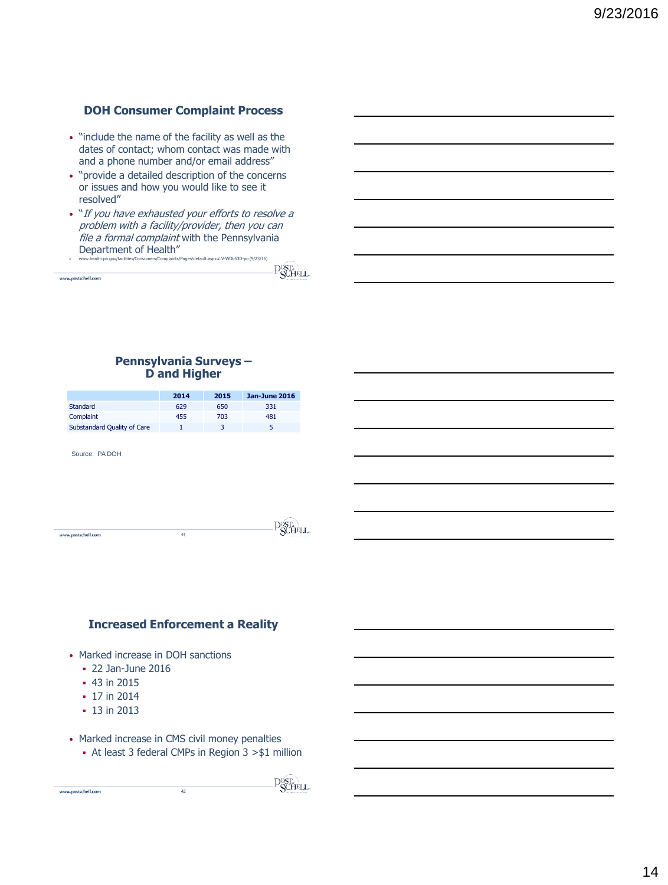## DOH Consumer Complaint Process

- "include the name of the facility as well as the dates of contact; whom contact was made with and a phone number and/or email address"
- "provide a detailed description of the concerns or issues and how you would like to see it resolved"
- "*If you have exhausted your efforts to resolve a problem with a facility/provider, then you can file a formal complaint* with the Pennsylvania Department of Health"
  - www.health.pa.gov/facilities/Consumers/Complaints/Pages/default.aspx#.V-WDb53D-po (9/23/16)

## Pennsylvania Surveys – D and Higher

| | 2014 | 2015 | Jan-June 2016 |
|---|---|---|---|
| Standard | 629 | 650 | 331 |
| Complaint | 455 | 703 | 481 |
| Substandard Quality of Care | 1 | 3 | 5 |

Source: PA DOH

## Increased Enforcement a Reality

- Marked increase in DOH sanctions
  - 22 Jan-June 2016
  - 43 in 2015
  - 17 in 2014
  - 13 in 2013
- Marked increase in CMS civil money penalties
  - At least 3 federal CMPs in Region 3 >$1 million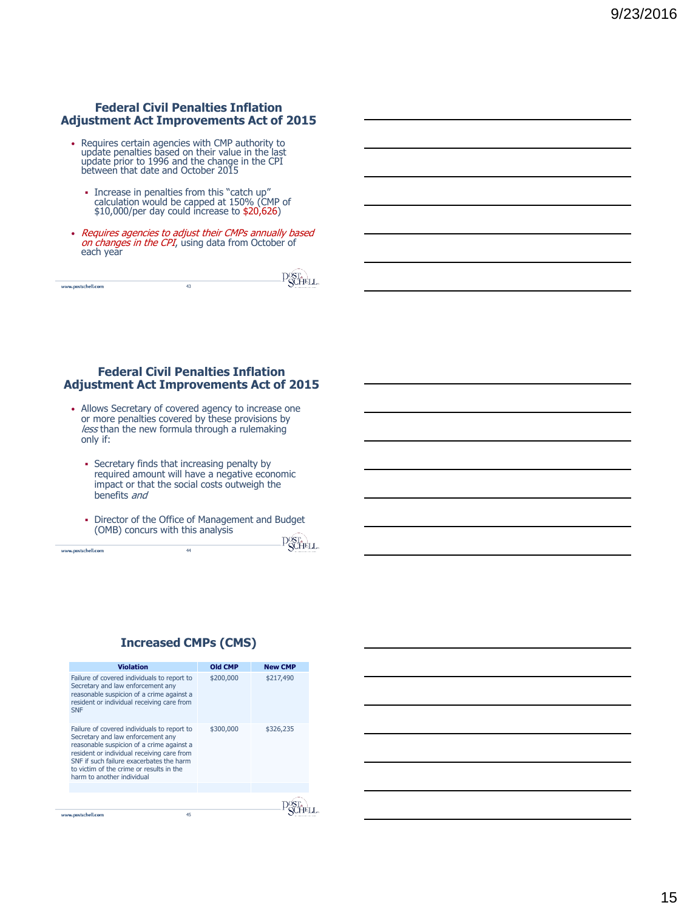## Federal Civil Penalties Inflation Adjustment Act Improvements Act of 2015

- Requires certain agencies with CMP authority to update penalties based on their value in the last update prior to 1996 and the change in the CPI between that date and October 2015
  - Increase in penalties from this "catch up" calculation would be capped at 150% (CMP of $10,000/per day could increase to $20,626)
- *Requires agencies to adjust their CMPs annually based on changes in the CPI*, using data from October of each year

## Federal Civil Penalties Inflation Adjustment Act Improvements Act of 2015

- Allows Secretary of covered agency to increase one or more penalties covered by these provisions by *less* than the new formula through a rulemaking only if:
  - Secretary finds that increasing penalty by required amount will have a negative economic impact or that the social costs outweigh the benefits *and*
  - Director of the Office of Management and Budget (OMB) concurs with this analysis

## Increased CMPs (CMS)

| Violation | Old CMP | New CMP |
|---|---|---|
| Failure of covered individuals to report to Secretary and law enforcement any reasonable suspicion of a crime against a resident or individual receiving care from SNF | $200,000 | $217,490 |
| Failure of covered individuals to report to Secretary and law enforcement any reasonable suspicion of a crime against a resident or individual receiving care from SNF if such failure exacerbates the harm to victim of the crime or results in the harm to another individual | $300,000 | $326,235 |
| | | |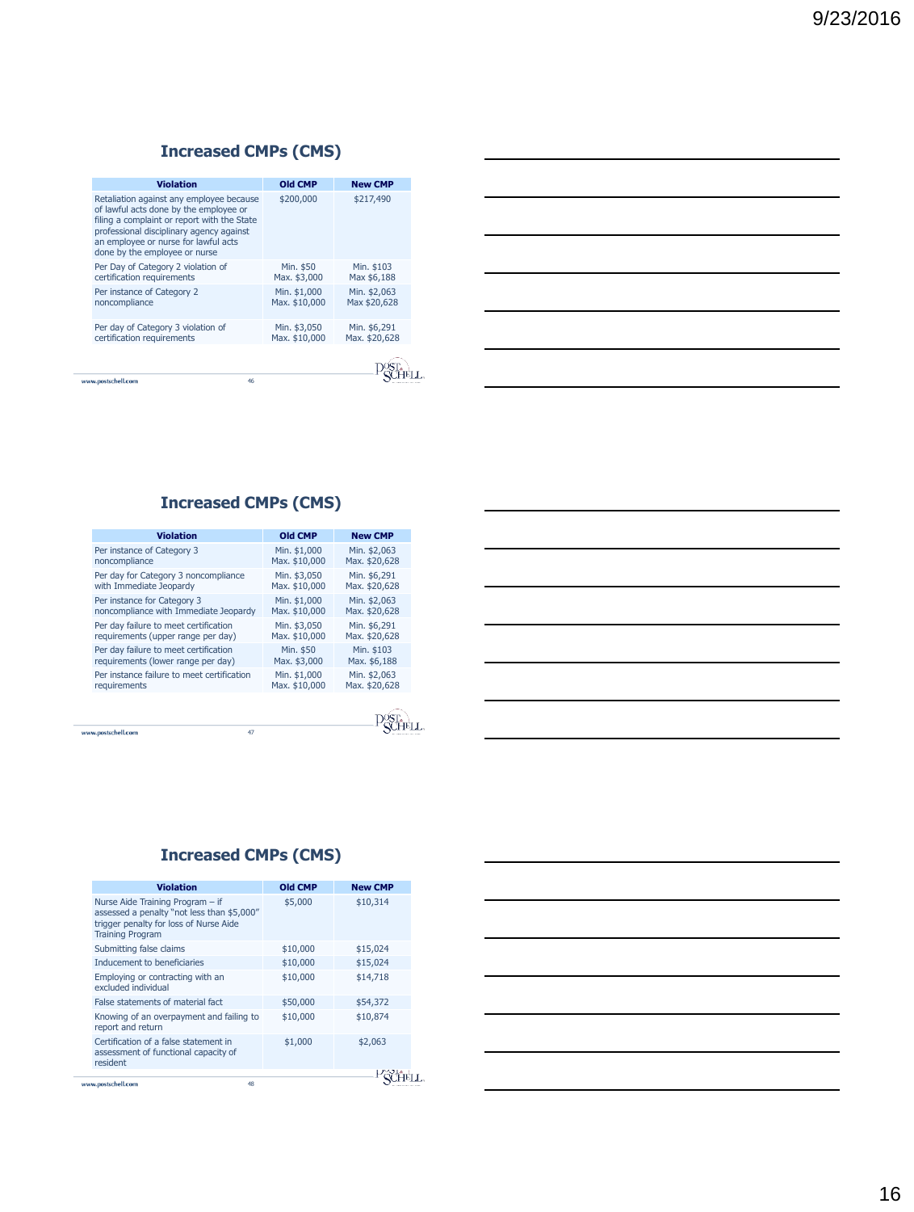## Increased CMPs (CMS)

| Violation | Old CMP | New CMP |
|---|---|---|
| Retaliation against any employee because of lawful acts done by the employee or filing a complaint or report with the State professional disciplinary agency against an employee or nurse for lawful acts done by the employee or nurse | $200,000 | $217,490 |
| Per Day of Category 2 violation of certification requirements | Min. $50<br>Max. $3,000 | Min. $103<br>Max $6,188 |
| Per instance of Category 2 noncompliance | Min. $1,000<br>Max. $10,000 | Min. $2,063<br>Max $20,628 |
| Per day of Category 3 violation of certification requirements | Min. $3,050<br>Max. $10,000 | Min. $6,291<br>Max. $20,628 |

## Increased CMPs (CMS)

| Violation | Old CMP | New CMP |
|---|---|---|
| Per instance of Category 3 noncompliance | Min. $1,000<br>Max. $10,000 | Min. $2,063<br>Max. $20,628 |
| Per day for Category 3 noncompliance with Immediate Jeopardy | Min. $3,050<br>Max. $10,000 | Min. $6,291<br>Max. $20,628 |
| Per instance for Category 3 noncompliance with Immediate Jeopardy | Min. $1,000<br>Max. $10,000 | Min. $2,063<br>Max. $20,628 |
| Per day failure to meet certification requirements (upper range per day) | Min. $3,050<br>Max. $10,000 | Min. $6,291<br>Max. $20,628 |
| Per day failure to meet certification requirements (lower range per day) | Min. $50<br>Max. $3,000 | Min. $103<br>Max. $6,188 |
| Per instance failure to meet certification requirements | Min. $1,000<br>Max. $10,000 | Min. $2,063<br>Max. $20,628 |

## Increased CMPs (CMS)

| Violation | Old CMP | New CMP |
|---|---|---|
| Nurse Aide Training Program – if assessed a penalty "not less than $5,000" trigger penalty for loss of Nurse Aide Training Program | $5,000 | $10,314 |
| Submitting false claims | $10,000 | $15,024 |
| Inducement to beneficiaries | $10,000 | $15,024 |
| Employing or contracting with an excluded individual | $10,000 | $14,718 |
| False statements of material fact | $50,000 | $54,372 |
| Knowing of an overpayment and failing to report and return | $10,000 | $10,874 |
| Certification of a false statement in assessment of functional capacity of resident | $1,000 | $2,063 |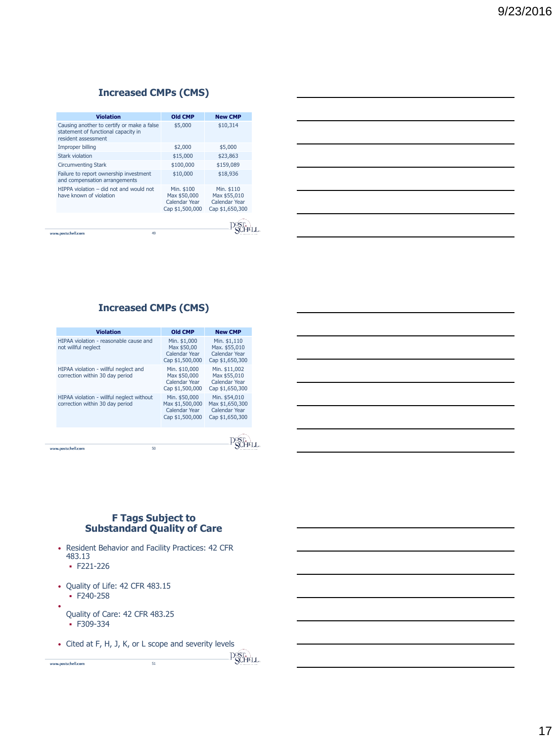## Increased CMPs (CMS)

| Violation | Old CMP | New CMP |
|---|---|---|
| Causing another to certify or make a false statement of functional capacity in resident assessment | $5,000 | $10,314 |
| Improper billing | $2,000 | $5,000 |
| Stark violation | $15,000 | $23,863 |
| Circumventing Stark | $100,000 | $159,089 |
| Failure to report ownership investment and compensation arrangements | $10,000 | $18,936 |
| HIPPA violation – did not and would not have known of violation | Min. $100 Max $50,000 Calendar Year Cap $1,500,000 | Min. $110 Max $55,010 Calendar Year Cap $1,650,300 |

## Increased CMPs (CMS)

| Violation | Old CMP | New CMP |
|---|---|---|
| HIPAA violation - reasonable cause and not willful neglect | Min. $1,000 Max $50,00 Calendar Year Cap $1,500,000 | Min. $1,110 Max. $55,010 Calendar Year Cap $1,650,300 |
| HIPAA violation - willful neglect and correction within 30 day period | Min. $10,000 Max $50,000 Calendar Year Cap $1,500,000 | Min. $11,002 Max $55,010 Calendar Year Cap $1,650,300 |
| HIPAA violation - willful neglect without correction within 30 day period | Min. $50,000 Max $1,500,000 Calendar Year Cap $1,500,000 | Min. $54,010 Max $1,650,300 Calendar Year Cap $1,650,300 |

## F Tags Subject to Substandard Quality of Care

- Resident Behavior and Facility Practices: 42 CFR 483.13
  - F221-226
- Quality of Life: 42 CFR 483.15
  - F240-258
- Quality of Care: 42 CFR 483.25
  - F309-334
- Cited at F, H, J, K, or L scope and severity levels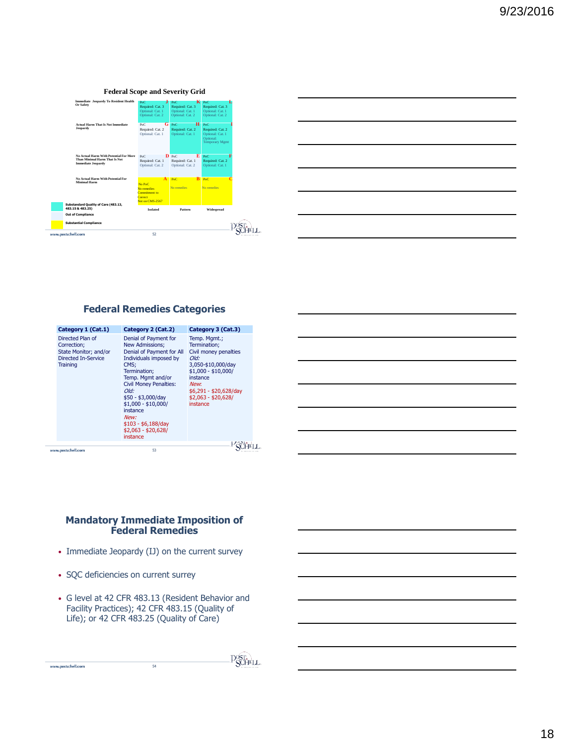## Federal Scope and Severity Grid

| | Isolated | Pattern | Widespread |
|---|---|---|---|
| Immediate Jeopardy To Resident Health Or Safety | **J** PoC Required: Cat. 3 Optional: Cat. 1 Optional: Cat. 2 | **K** PoC Required: Cat. 3 Optional: Cat. 1 Optional: Cat. 2 | **L** PoC Required: Cat. 3 Optional: Cat. 1 Optional: Cat. 2 |
| Actual Harm That Is Not Immediate Jeopardy | **G** PoC Required: Cat. 2 Optional: Cat. 1 | **H** PoC Required: Cat. 2 Optional: Cat. 1 | **I** PoC Required: Cat. 2 Optional: Cat. 1 Optional: Temporary Mgmt |
| No Actual Harm With Potential For More Than Minimal Harm That Is Not Immediate Jeopardy | **D** PoC Required: Cat. 1 Optional: Cat. 2 | **E** PoC Required: Cat. 1 Optional: Cat. 2 | **F** PoC Required: Cat. 2 Optional: Cat. 1 |
| No Actual Harm With Potential For Minimal Harm | **A** No PoC No remedies Commitment to Correct Not on CMS-2567 | **B** PoC No remedies | **C** PoC No remedies |

- Substandard Quality of Care (483.13, 483.15 & 483.25)
- Out of Compliance
- Substantial Compliance

www.postschell.com

## Federal Remedies Categories

| Category 1 (Cat.1) | Category 2 (Cat.2) | Category 3 (Cat.3) |
|---|---|---|
| Directed Plan of Correction; State Monitor; and/or Directed In-Service Training | Denial of Payment for New Admissions; Denial of Payment for All Individuals imposed by CMS; Termination; Temp. Mgmt and/or Civil Money Penalties: *Old:* \$50 - \$3,000/day \$1,000 - \$10,000/ instance *New:* \$103 - \$6,188/day \$2,063 - \$20,628/ instance | Temp. Mgmt.; Termination; Civil money penalties *Old:* 3,050-\$10,000/day \$1,000 - \$10,000/ instance *New:* \$6,291 - \$20,628/day \$2,063 - \$20,628/ instance |

www.postschell.com

## Mandatory Immediate Imposition of Federal Remedies

- Immediate Jeopardy (IJ) on the current survey
- SQC deficiencies on current surrey
- G level at 42 CFR 483.13 (Resident Behavior and Facility Practices); 42 CFR 483.15 (Quality of Life); or 42 CFR 483.25 (Quality of Care)

www.postschell.com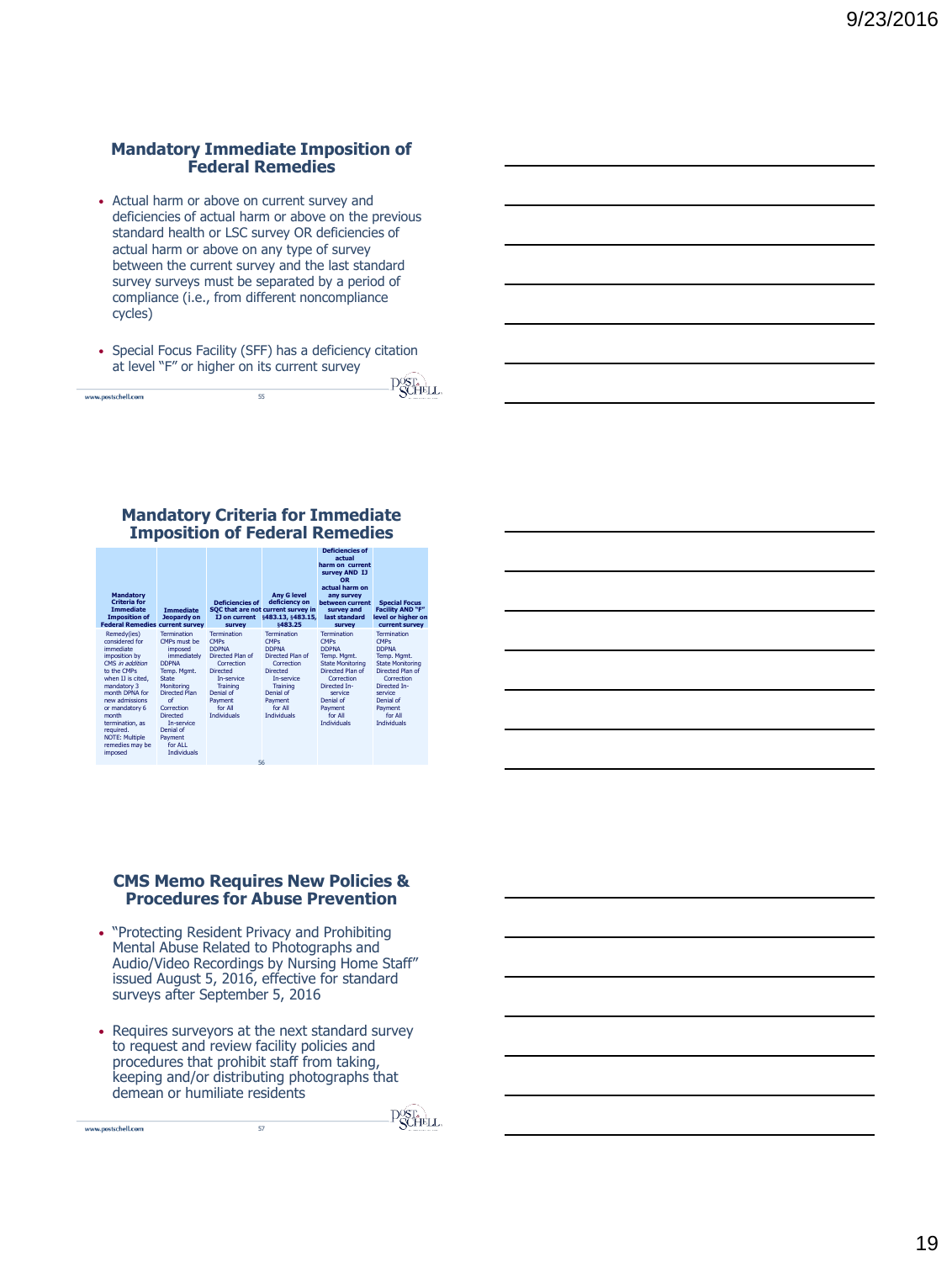## Mandatory Immediate Imposition of Federal Remedies

- Actual harm or above on current survey and deficiencies of actual harm or above on the previous standard health or LSC survey OR deficiencies of actual harm or above on any type of survey between the current survey and the last standard survey surveys must be separated by a period of compliance (i.e., from different noncompliance cycles)
- Special Focus Facility (SFF) has a deficiency citation at level "F" or higher on its current survey

## Mandatory Criteria for Immediate Imposition of Federal Remedies

| Mandatory Criteria for Immediate Imposition of Federal Remedies | Immediate Jeopardy on current survey | Deficiencies of SQC that are not IJ on current survey | Any G level deficiency on current survey in §483.13, §483.15, §483.25 | Deficiencies of actual harm on current survey AND IJ OR actual harm on any survey between current survey and last standard survey | Special Focus Facility AND "F" level or higher on current survey |
|---|---|---|---|---|---|
| Remedy(ies) considered for immediate imposition by CMS *in addition* to the CMPs when IJ is cited, mandatory 3 month DPNA for new admissions or mandatory 6 month termination, as required. NOTE: Multiple remedies may be imposed | Termination CMPs must be imposed immediately DDPNA Temp. Mgmt. State Monitoring Directed Plan of Correction Directed In-service Denial of Payment for ALL Individuals | Termination CMPs DDPNA Directed Plan of Correction Directed In-service Training Denial of Payment for All Individuals | Termination CMPs DDPNA Directed Plan of Correction Directed In-service Training Denial of Payment for All Individuals | Termination CMPs DDPNA Temp. Mgmt. State Monitoring Directed Plan of Correction Directed In-service Denial of Payment for All Individuals | Termination CMPs DDPNA Temp. Mgmt. State Monitoring Directed Plan of Correction Directed In-service Denial of Payment for All Individuals |

## CMS Memo Requires New Policies & Procedures for Abuse Prevention

- "Protecting Resident Privacy and Prohibiting Mental Abuse Related to Photographs and Audio/Video Recordings by Nursing Home Staff" issued August 5, 2016, effective for standard surveys after September 5, 2016
- Requires surveyors at the next standard survey to request and review facility policies and procedures that prohibit staff from taking, keeping and/or distributing photographs that demean or humiliate residents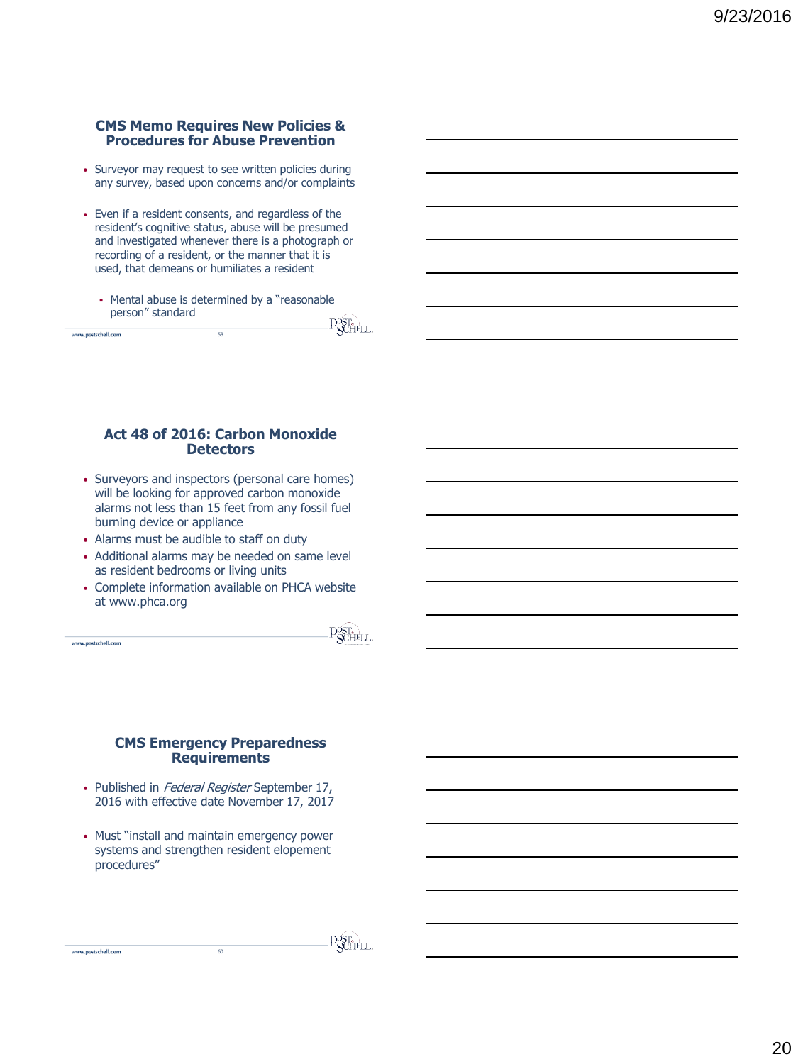## CMS Memo Requires New Policies & Procedures for Abuse Prevention

- Surveyor may request to see written policies during any survey, based upon concerns and/or complaints
- Even if a resident consents, and regardless of the resident's cognitive status, abuse will be presumed and investigated whenever there is a photograph or recording of a resident, or the manner that it is used, that demeans or humiliates a resident
  - Mental abuse is determined by a "reasonable person" standard

## Act 48 of 2016: Carbon Monoxide Detectors

- Surveyors and inspectors (personal care homes) will be looking for approved carbon monoxide alarms not less than 15 feet from any fossil fuel burning device or appliance
- Alarms must be audible to staff on duty
- Additional alarms may be needed on same level as resident bedrooms or living units
- Complete information available on PHCA website at www.phca.org

## CMS Emergency Preparedness Requirements

- Published in *Federal Register* September 17, 2016 with effective date November 17, 2017
- Must "install and maintain emergency power systems and strengthen resident elopement procedures"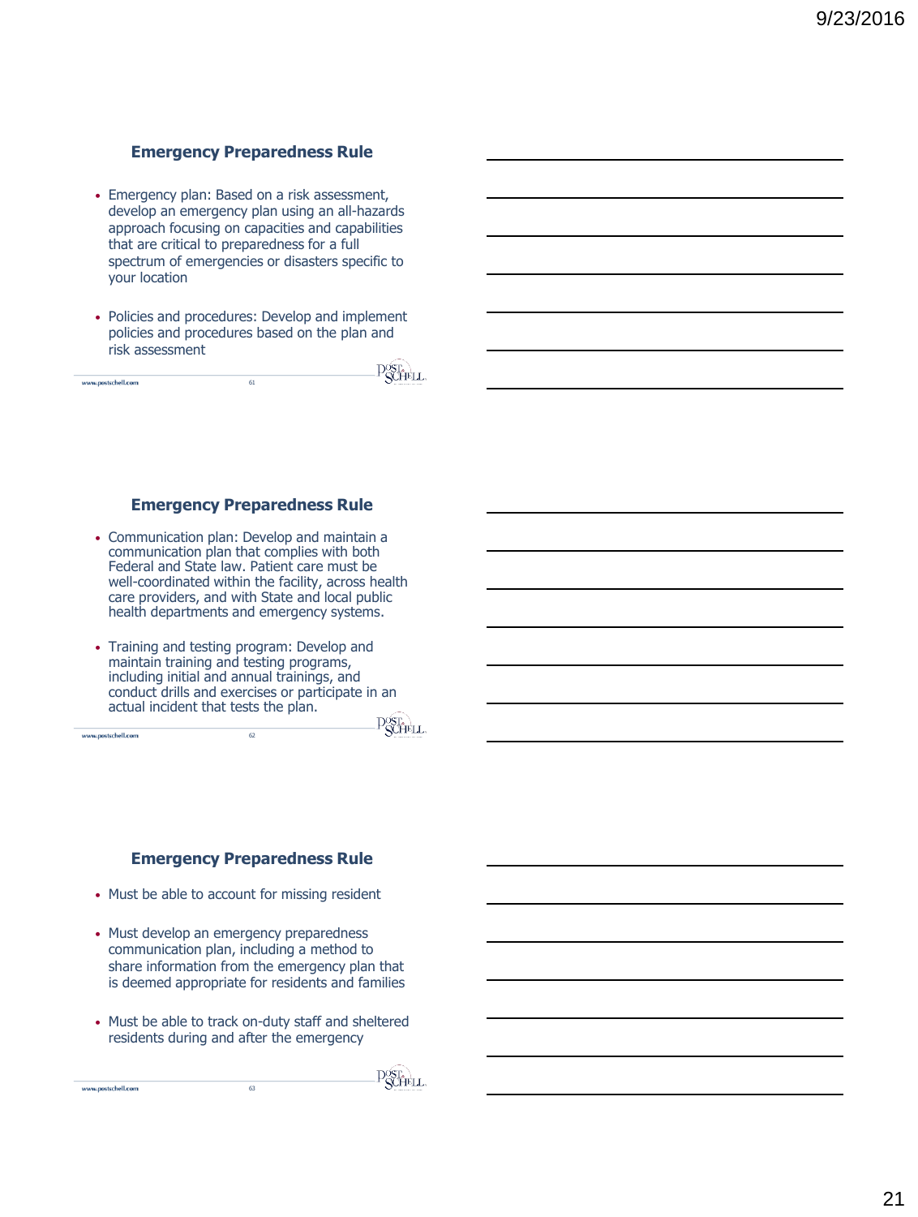## Emergency Preparedness Rule

- Emergency plan: Based on a risk assessment, develop an emergency plan using an all-hazards approach focusing on capacities and capabilities that are critical to preparedness for a full spectrum of emergencies or disasters specific to your location
- Policies and procedures: Develop and implement policies and procedures based on the plan and risk assessment

## Emergency Preparedness Rule

- Communication plan: Develop and maintain a communication plan that complies with both Federal and State law. Patient care must be well-coordinated within the facility, across health care providers, and with State and local public health departments and emergency systems.
- Training and testing program: Develop and maintain training and testing programs, including initial and annual trainings, and conduct drills and exercises or participate in an actual incident that tests the plan.

## Emergency Preparedness Rule

- Must be able to account for missing resident
- Must develop an emergency preparedness communication plan, including a method to share information from the emergency plan that is deemed appropriate for residents and families
- Must be able to track on-duty staff and sheltered residents during and after the emergency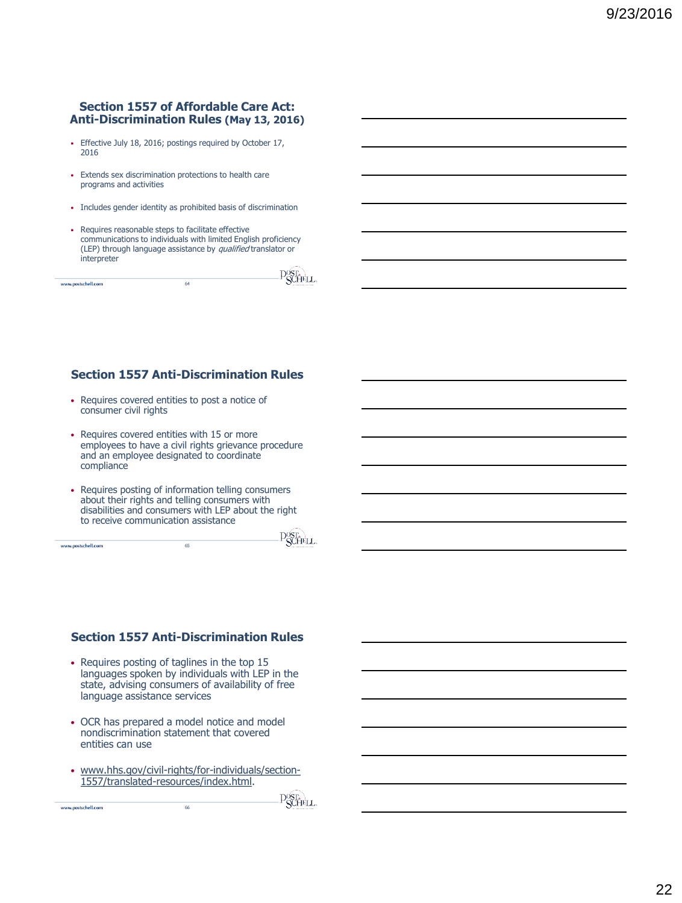## Section 1557 of Affordable Care Act: Anti-Discrimination Rules (May 13, 2016)

- Effective July 18, 2016; postings required by October 17, 2016
- Extends sex discrimination protections to health care programs and activities
- Includes gender identity as prohibited basis of discrimination
- Requires reasonable steps to facilitate effective communications to individuals with limited English proficiency (LEP) through language assistance by *qualified* translator or interpreter

## Section 1557 Anti-Discrimination Rules

- Requires covered entities to post a notice of consumer civil rights
- Requires covered entities with 15 or more employees to have a civil rights grievance procedure and an employee designated to coordinate compliance
- Requires posting of information telling consumers about their rights and telling consumers with disabilities and consumers with LEP about the right to receive communication assistance

## Section 1557 Anti-Discrimination Rules

- Requires posting of taglines in the top 15 languages spoken by individuals with LEP in the state, advising consumers of availability of free language assistance services
- OCR has prepared a model notice and model nondiscrimination statement that covered entities can use
- www.hhs.gov/civil-rights/for-individuals/section-1557/translated-resources/index.html.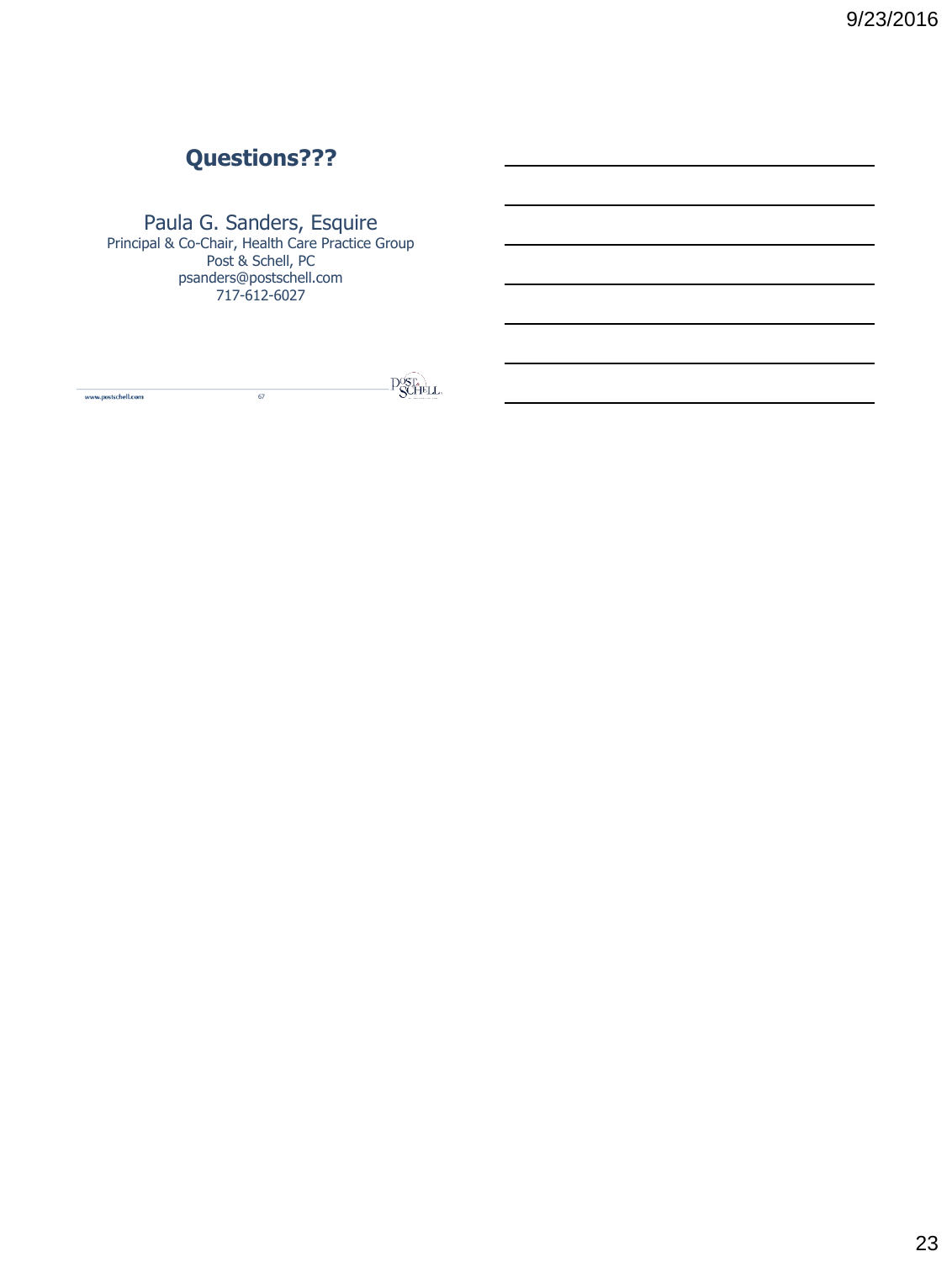## Questions???

Paula G. Sanders, Esquire
Principal & Co-Chair, Health Care Practice Group
Post & Schell, PC
psanders@postschell.com
717-612-6027

www.postschell.com